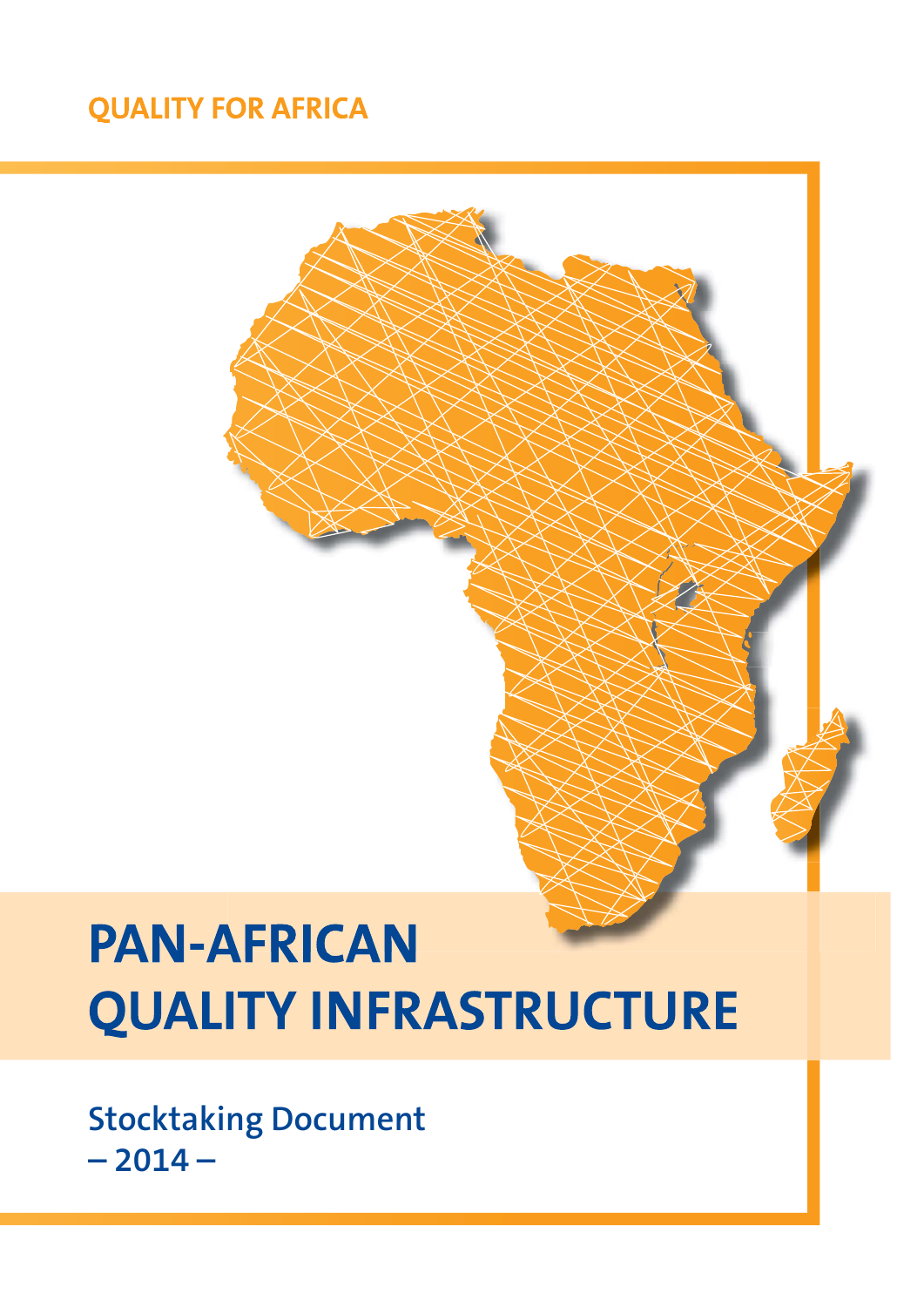QUALITY FOR AFRICA

# PAN-AFRICAN QUALITY INFRASTRUCTURE

## Stocktaking Document – 2014 –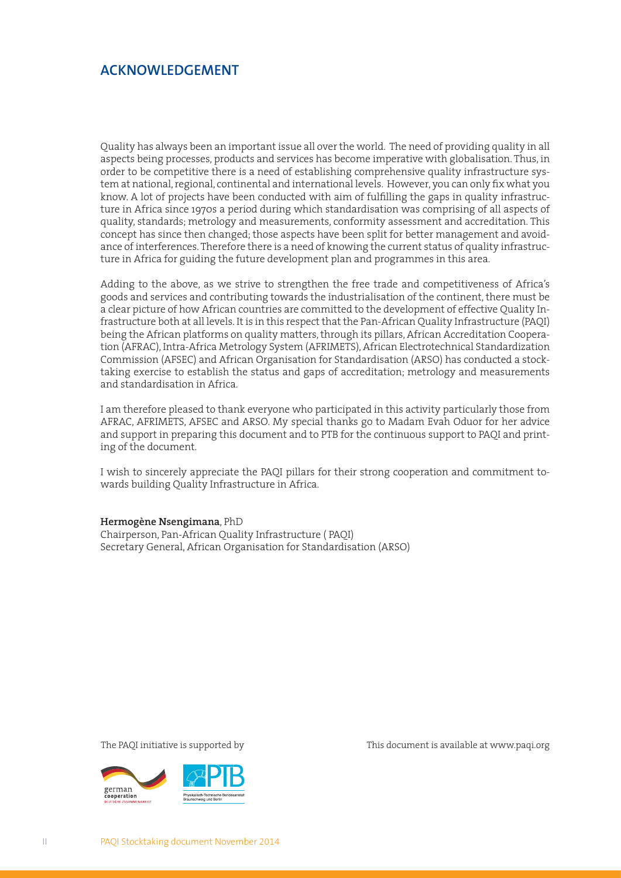## ACKNOWLEDGEMENT

Quality has always been an important issue all over the world. The need of providing quality in all aspects being processes, products and services has become imperative with globalisation. Thus, in order to be competitive there is a need of establishing comprehensive quality infrastructure system at national, regional, continental and international levels. However, you can only fix what you know. A lot of projects have been conducted with aim of fulfilling the gaps in quality infrastructure in Africa since 1970s a period during which standardisation was comprising of all aspects of quality, standards; metrology and measurements, conformity assessment and accreditation. This concept has since then changed; those aspects have been split for better management and avoidance of interferences. Therefore there is a need of knowing the current status of quality infrastructure in Africa for guiding the future development plan and programmes in this area.

Adding to the above, as we strive to strengthen the free trade and competitiveness of Africa's goods and services and contributing towards the industrialisation of the continent, there must be a clear picture of how African countries are committed to the development of effective Quality Infrastructure both at all levels. It is in this respect that the Pan-African Quality Infrastructure (PAQI) being the African platforms on quality matters, through its pillars, African Accreditation Cooperation (AFRAC), Intra-Africa Metrology System (AFRIMETS), African Electrotechnical Standardization Commission (AFSEC) and African Organisation for Standardisation (ARSO) has conducted a stocktaking exercise to establish the status and gaps of accreditation; metrology and measurements and standardisation in Africa.

I am therefore pleased to thank everyone who participated in this activity particularly those from AFRAC, AFRIMETS, AFSEC and ARSO. My special thanks go to Madam Evah Oduor for her advice and support in preparing this document and to PTB for the continuous support to PAQI and printing of the document.

I wish to sincerely appreciate the PAQI pillars for their strong cooperation and commitment towards building Quality Infrastructure in Africa.

**Hermogène Nsengimana**, PhD
Chairperson, Pan-African Quality Infrastructure ( PAQI)
Secretary General, African Organisation for Standardisation (ARSO)

The PAQI initiative is supported by

This document is available at www.paqi.org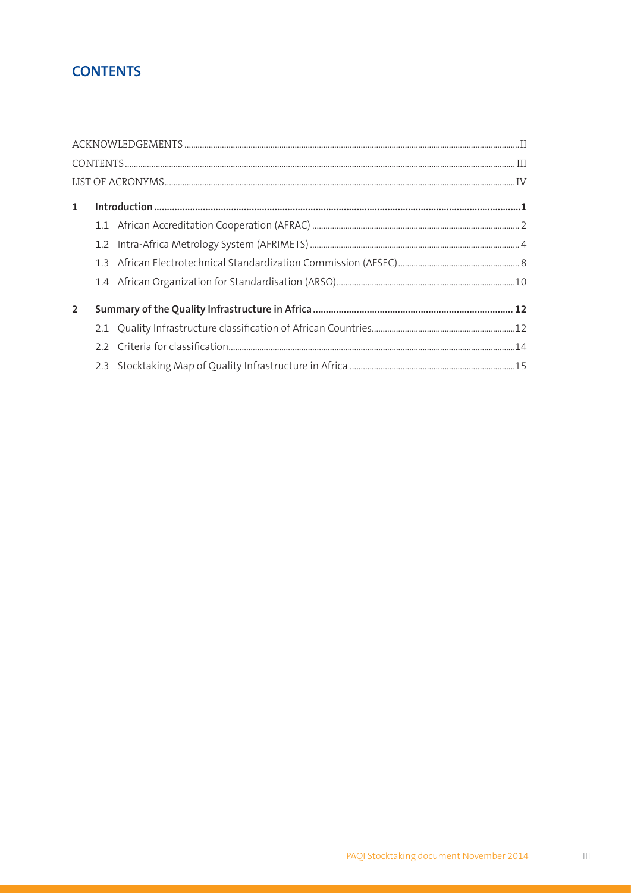# CONTENTS

ACKNOWLEDGEMENTS .......... II

CONTENTS .......... III

LIST OF ACRONYMS .......... IV

**1 Introduction .......... 1**

- 1.1 African Accreditation Cooperation (AFRAC) .......... 2
- 1.2 Intra-Africa Metrology System (AFRIMETS) .......... 4
- 1.3 African Electrotechnical Standardization Commission (AFSEC) .......... 8
- 1.4 African Organization for Standardisation (ARSO) .......... 10

**2 Summary of the Quality Infrastructure in Africa .......... 12**

- 2.1 Quality Infrastructure classification of African Countries .......... 12
- 2.2 Criteria for classification .......... 14
- 2.3 Stocktaking Map of Quality Infrastructure in Africa .......... 15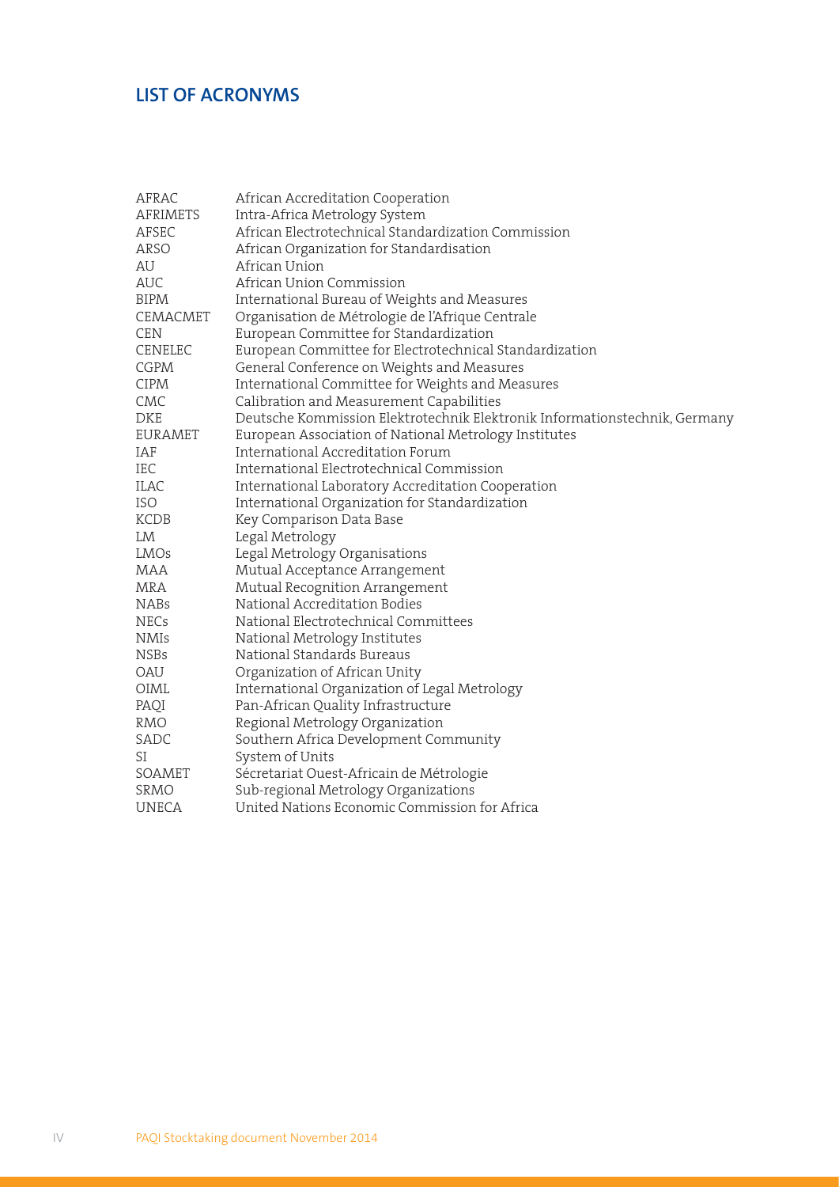## LIST OF ACRONYMS

| | |
|---|---|
| AFRAC | African Accreditation Cooperation |
| AFRIMETS | Intra-Africa Metrology System |
| AFSEC | African Electrotechnical Standardization Commission |
| ARSO | African Organization for Standardisation |
| AU | African Union |
| AUC | African Union Commission |
| BIPM | International Bureau of Weights and Measures |
| CEMACMET | Organisation de Métrologie de l'Afrique Centrale |
| CEN | European Committee for Standardization |
| CENELEC | European Committee for Electrotechnical Standardization |
| CGPM | General Conference on Weights and Measures |
| CIPM | International Committee for Weights and Measures |
| CMC | Calibration and Measurement Capabilities |
| DKE | Deutsche Kommission Elektrotechnik Elektronik Informationstechnik, Germany |
| EURAMET | European Association of National Metrology Institutes |
| IAF | International Accreditation Forum |
| IEC | International Electrotechnical Commission |
| ILAC | International Laboratory Accreditation Cooperation |
| ISO | International Organization for Standardization |
| KCDB | Key Comparison Data Base |
| LM | Legal Metrology |
| LMOs | Legal Metrology Organisations |
| MAA | Mutual Acceptance Arrangement |
| MRA | Mutual Recognition Arrangement |
| NABs | National Accreditation Bodies |
| NECs | National Electrotechnical Committees |
| NMIs | National Metrology Institutes |
| NSBs | National Standards Bureaus |
| OAU | Organization of African Unity |
| OIML | International Organization of Legal Metrology |
| PAQI | Pan-African Quality Infrastructure |
| RMO | Regional Metrology Organization |
| SADC | Southern Africa Development Community |
| SI | System of Units |
| SOAMET | Sécretariat Ouest-Africain de Métrologie |
| SRMO | Sub-regional Metrology Organizations |
| UNECA | United Nations Economic Commission for Africa |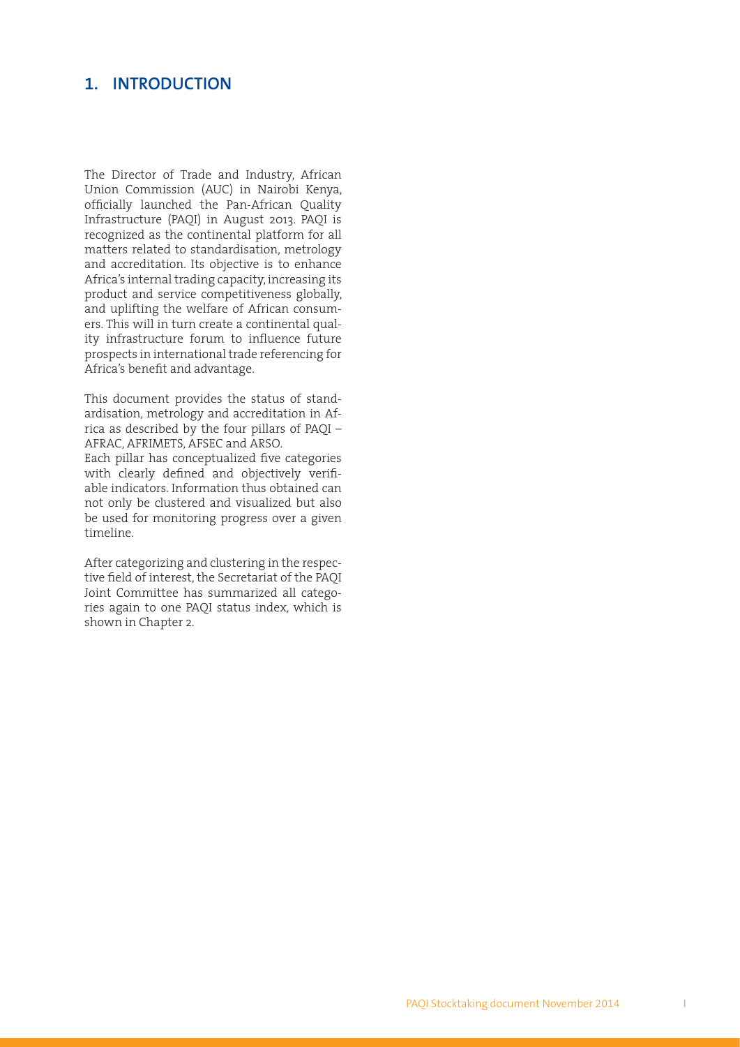# 1. INTRODUCTION

The Director of Trade and Industry, African Union Commission (AUC) in Nairobi Kenya, officially launched the Pan-African Quality Infrastructure (PAQI) in August 2013. PAQI is recognized as the continental platform for all matters related to standardisation, metrology and accreditation. Its objective is to enhance Africa's internal trading capacity, increasing its product and service competitiveness globally, and uplifting the welfare of African consumers. This will in turn create a continental quality infrastructure forum to influence future prospects in international trade referencing for Africa's benefit and advantage.

This document provides the status of standardisation, metrology and accreditation in Africa as described by the four pillars of PAQI – AFRAC, AFRIMETS, AFSEC and ARSO.
Each pillar has conceptualized five categories with clearly defined and objectively verifiable indicators. Information thus obtained can not only be clustered and visualized but also be used for monitoring progress over a given timeline.

After categorizing and clustering in the respective field of interest, the Secretariat of the PAQI Joint Committee has summarized all categories again to one PAQI status index, which is shown in Chapter 2.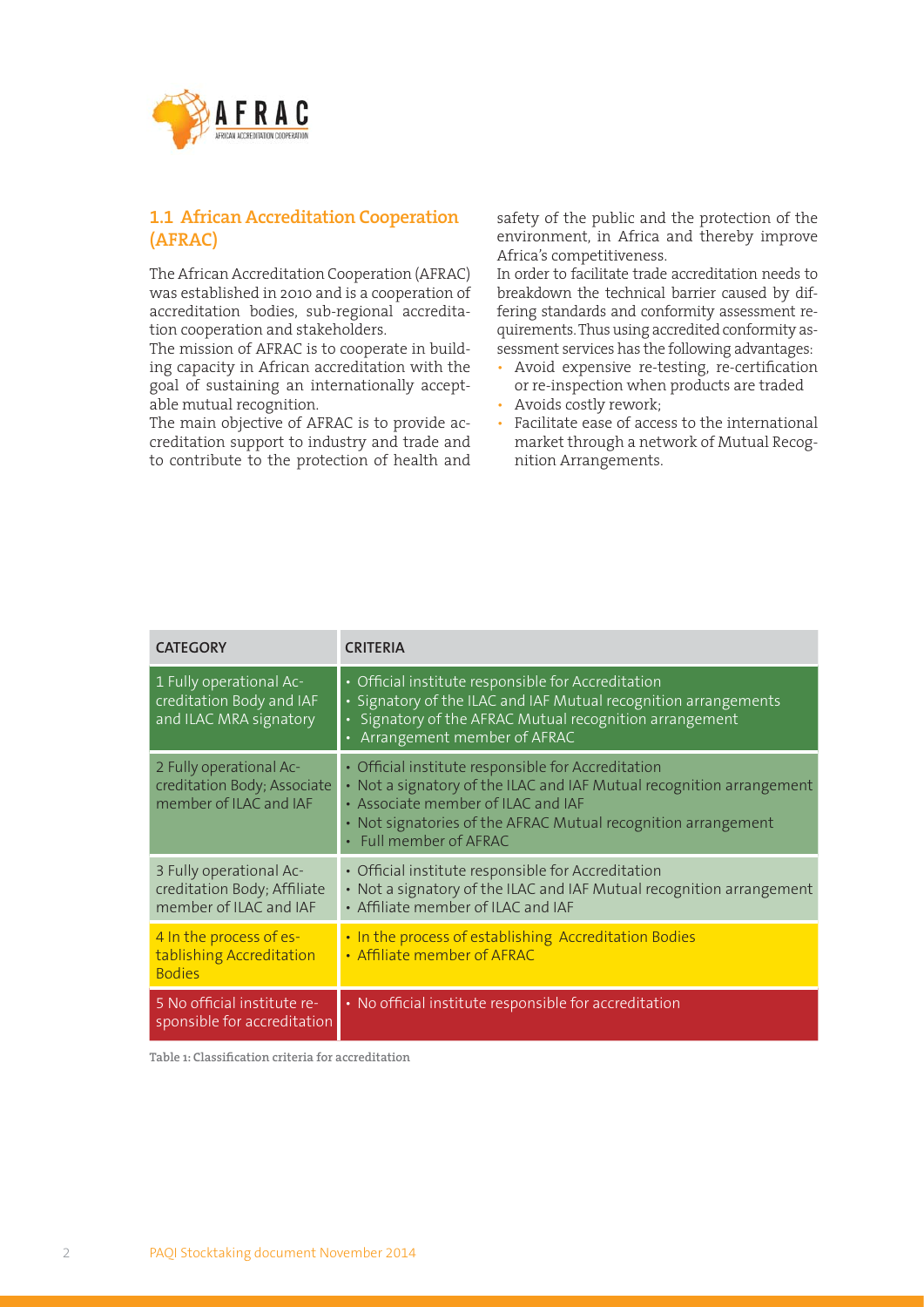## 1.1 African Accreditation Cooperation (AFRAC)

The African Accreditation Cooperation (AFRAC) was established in 2010 and is a cooperation of accreditation bodies, sub-regional accreditation cooperation and stakeholders.

The mission of AFRAC is to cooperate in building capacity in African accreditation with the goal of sustaining an internationally acceptable mutual recognition.

The main objective of AFRAC is to provide accreditation support to industry and trade and to contribute to the protection of health and safety of the public and the protection of the environment, in Africa and thereby improve Africa's competitiveness.

In order to facilitate trade accreditation needs to breakdown the technical barrier caused by differing standards and conformity assessment requirements. Thus using accredited conformity assessment services has the following advantages:

- Avoid expensive re-testing, re-certification or re-inspection when products are traded
- Avoids costly rework;
- Facilitate ease of access to the international market through a network of Mutual Recognition Arrangements.

| CATEGORY | CRITERIA |
|---|---|
| 1 Fully operational Accreditation Body and IAF and ILAC MRA signatory | • Official institute responsible for Accreditation<br>• Signatory of the ILAC and IAF Mutual recognition arrangements<br>• Signatory of the AFRAC Mutual recognition arrangement<br>• Arrangement member of AFRAC |
| 2 Fully operational Accreditation Body; Associate member of ILAC and IAF | • Official institute responsible for Accreditation<br>• Not a signatory of the ILAC and IAF Mutual recognition arrangement<br>• Associate member of ILAC and IAF<br>• Not signatories of the AFRAC Mutual recognition arrangement<br>• Full member of AFRAC |
| 3 Fully operational Accreditation Body; Affiliate member of ILAC and IAF | • Official institute responsible for Accreditation<br>• Not a signatory of the ILAC and IAF Mutual recognition arrangement<br>• Affiliate member of ILAC and IAF |
| 4 In the process of establishing Accreditation Bodies | • In the process of establishing Accreditation Bodies<br>• Affiliate member of AFRAC |
| 5 No official institute responsible for accreditation | • No official institute responsible for accreditation |

Table 1: Classification criteria for accreditation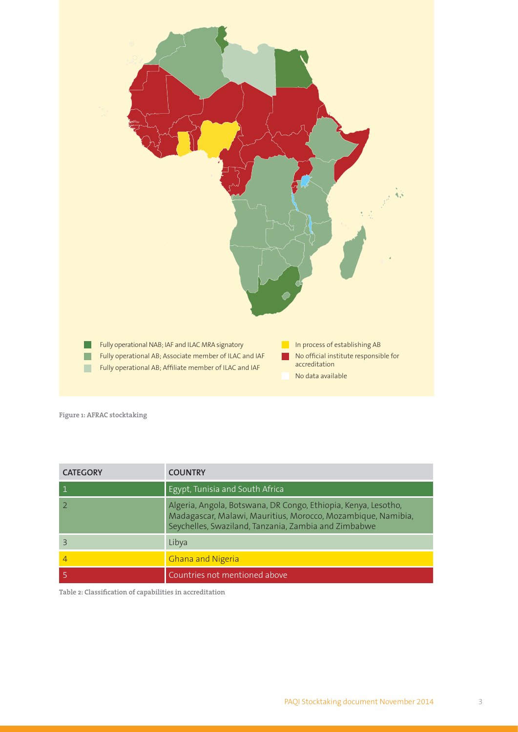Fully operational NAB; IAF and ILAC MRA signatory

Fully operational AB; Associate member of ILAC and IAF

Fully operational AB; Affiliate member of ILAC and IAF

In process of establishing AB

No official institute responsible for accreditation

No data available

Figure 1: AFRAC stocktaking

| CATEGORY | COUNTRY |
|---|---|
| 1 | Egypt, Tunisia and South Africa |
| 2 | Algeria, Angola, Botswana, DR Congo, Ethiopia, Kenya, Lesotho, Madagascar, Malawi, Mauritius, Morocco, Mozambique, Namibia, Seychelles, Swaziland, Tanzania, Zambia and Zimbabwe |
| 3 | Libya |
| 4 | Ghana and Nigeria |
| 5 | Countries not mentioned above |

Table 2: Classification of capabilities in accreditation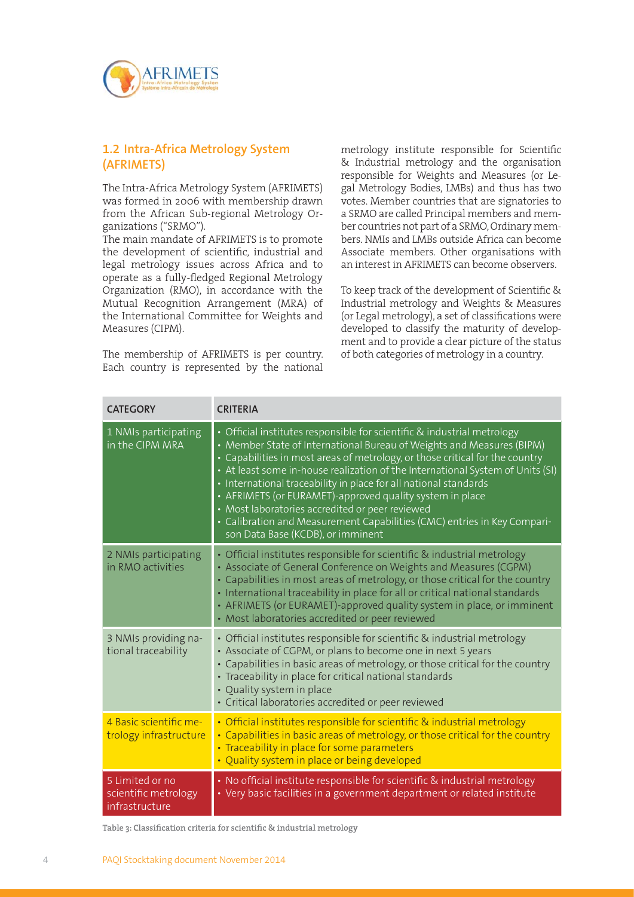## 1.2 Intra-Africa Metrology System (AFRIMETS)

The Intra-Africa Metrology System (AFRIMETS) was formed in 2006 with membership drawn from the African Sub-regional Metrology Organizations ("SRMO").

The main mandate of AFRIMETS is to promote the development of scientific, industrial and legal metrology issues across Africa and to operate as a fully-fledged Regional Metrology Organization (RMO), in accordance with the Mutual Recognition Arrangement (MRA) of the International Committee for Weights and Measures (CIPM).

The membership of AFRIMETS is per country. Each country is represented by the national metrology institute responsible for Scientific & Industrial metrology and the organisation responsible for Weights and Measures (or Legal Metrology Bodies, LMBs) and thus has two votes. Member countries that are signatories to a SRMO are called Principal members and member countries not part of a SRMO, Ordinary members. NMIs and LMBs outside Africa can become Associate members. Other organisations with an interest in AFRIMETS can become observers.

To keep track of the development of Scientific & Industrial metrology and Weights & Measures (or Legal metrology), a set of classifications were developed to classify the maturity of development and to provide a clear picture of the status of both categories of metrology in a country.

| CATEGORY | CRITERIA |
|---|---|
| 1 NMIs participating in the CIPM MRA | • Official institutes responsible for scientific & industrial metrology<br>• Member State of International Bureau of Weights and Measures (BIPM)<br>• Capabilities in most areas of metrology, or those critical for the country<br>• At least some in-house realization of the International System of Units (SI)<br>• International traceability in place for all national standards<br>• AFRIMETS (or EURAMET)-approved quality system in place<br>• Most laboratories accredited or peer reviewed<br>• Calibration and Measurement Capabilities (CMC) entries in Key Comparison Data Base (KCDB), or imminent |
| 2 NMIs participating in RMO activities | • Official institutes responsible for scientific & industrial metrology<br>• Associate of General Conference on Weights and Measures (CGPM)<br>• Capabilities in most areas of metrology, or those critical for the country<br>• International traceability in place for all or critical national standards<br>• AFRIMETS (or EURAMET)-approved quality system in place, or imminent<br>• Most laboratories accredited or peer reviewed |
| 3 NMIs providing national traceability | • Official institutes responsible for scientific & industrial metrology<br>• Associate of CGPM, or plans to become one in next 5 years<br>• Capabilities in basic areas of metrology, or those critical for the country<br>• Traceability in place for critical national standards<br>• Quality system in place<br>• Critical laboratories accredited or peer reviewed |
| 4 Basic scientific metrology infrastructure | • Official institutes responsible for scientific & industrial metrology<br>• Capabilities in basic areas of metrology, or those critical for the country<br>• Traceability in place for some parameters<br>• Quality system in place or being developed |
| 5 Limited or no scientific metrology infrastructure | • No official institute responsible for scientific & industrial metrology<br>• Very basic facilities in a government department or related institute |

Table 3: Classification criteria for scientific & industrial metrology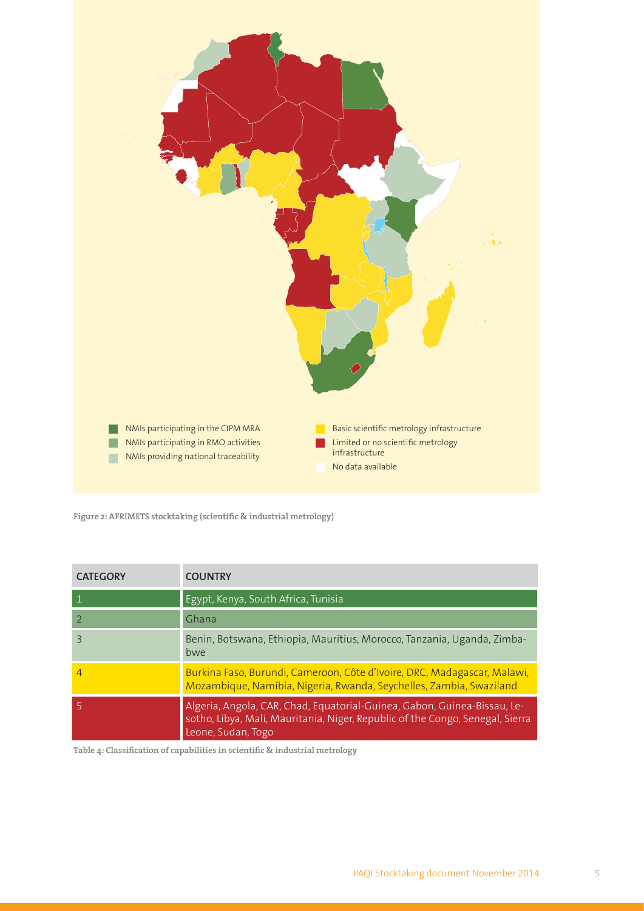NMIs participating in the CIPM MRA

NMIs participating in RMO activities

NMIs providing national traceability

Basic scientific metrology infrastructure

Limited or no scientific metrology infrastructure

No data available

**Figure 2: AFRIMETS stocktaking (scientific & industrial metrology)**

| CATEGORY | COUNTRY |
|---|---|
| 1 | Egypt, Kenya, South Africa, Tunisia |
| 2 | Ghana |
| 3 | Benin, Botswana, Ethiopia, Mauritius, Morocco, Tanzania, Uganda, Zimbabwe |
| 4 | Burkina Faso, Burundi, Cameroon, Côte d'Ivoire, DRC, Madagascar, Malawi, Mozambique, Namibia, Nigeria, Rwanda, Seychelles, Zambia, Swaziland |
| 5 | Algeria, Angola, CAR, Chad, Equatorial-Guinea, Gabon, Guinea-Bissau, Lesotho, Libya, Mali, Mauritania, Niger, Republic of the Congo, Senegal, Sierra Leone, Sudan, Togo |

**Table 4: Classification of capabilities in scientific & industrial metrology**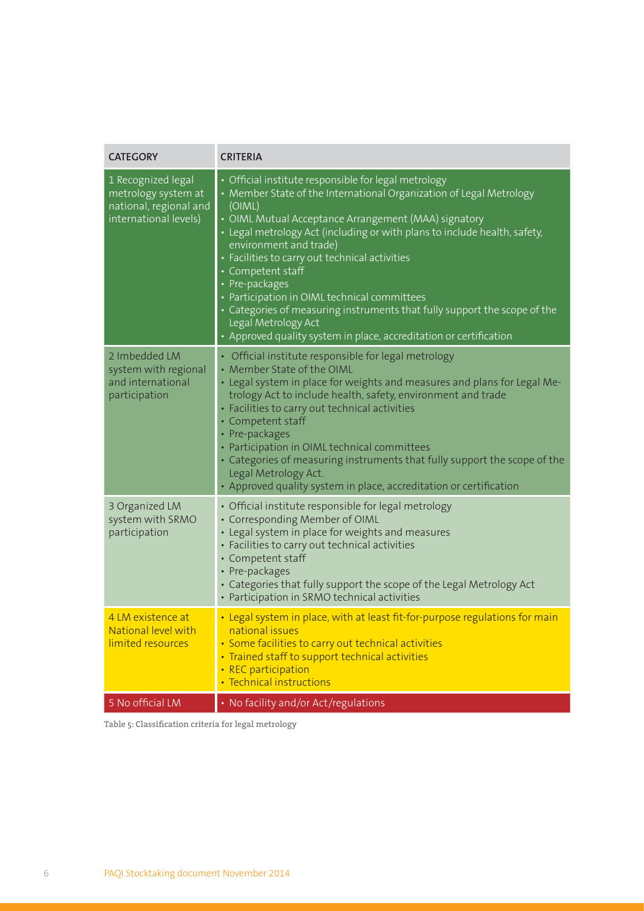| CATEGORY | CRITERIA |
|---|---|
| 1 Recognized legal metrology system at national, regional and international levels) | • Official institute responsible for legal metrology<br>• Member State of the International Organization of Legal Metrology (OIML)<br>• OIML Mutual Acceptance Arrangement (MAA) signatory<br>• Legal metrology Act (including or with plans to include health, safety, environment and trade)<br>• Facilities to carry out technical activities<br>• Competent staff<br>• Pre-packages<br>• Participation in OIML technical committees<br>• Categories of measuring instruments that fully support the scope of the Legal Metrology Act<br>• Approved quality system in place, accreditation or certification |
| 2 Imbedded LM system with regional and international participation | • Official institute responsible for legal metrology<br>• Member State of the OIML<br>• Legal system in place for weights and measures and plans for Legal Metrology Act to include health, safety, environment and trade<br>• Facilities to carry out technical activities<br>• Competent staff<br>• Pre-packages<br>• Participation in OIML technical committees<br>• Categories of measuring instruments that fully support the scope of the Legal Metrology Act.<br>• Approved quality system in place, accreditation or certification |
| 3 Organized LM system with SRMO participation | • Official institute responsible for legal metrology<br>• Corresponding Member of OIML<br>• Legal system in place for weights and measures<br>• Facilities to carry out technical activities<br>• Competent staff<br>• Pre-packages<br>• Categories that fully support the scope of the Legal Metrology Act<br>• Participation in SRMO technical activities |
| 4 LM existence at National level with limited resources | • Legal system in place, with at least fit-for-purpose regulations for main national issues<br>• Some facilities to carry out technical activities<br>• Trained staff to support technical activities<br>• REC participation<br>• Technical instructions |
| 5 No official LM | • No facility and/or Act/regulations |

Table 5: Classification criteria for legal metrology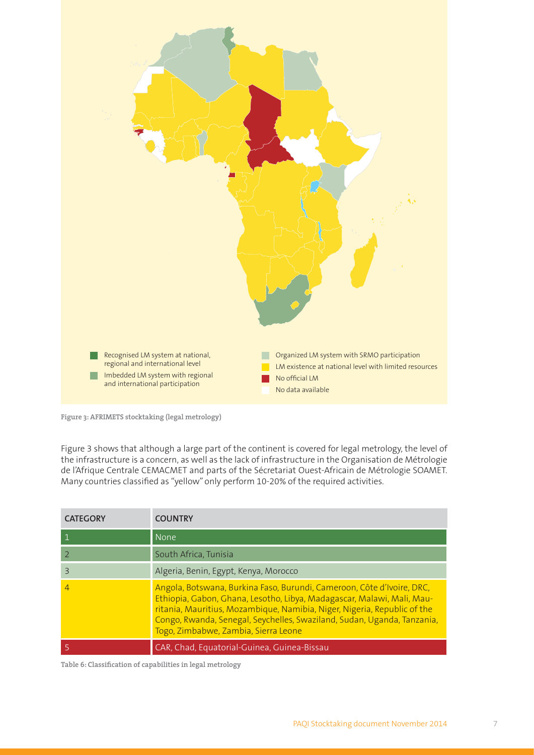Recognised LM system at national, regional and international level

Imbedded LM system with regional and international participation

Organized LM system with SRMO participation

LM existence at national level with limited resources

No official LM

No data available

Figure 3: AFRIMETS stocktaking (legal metrology)

Figure 3 shows that although a large part of the continent is covered for legal metrology, the level of the infrastructure is a concern, as well as the lack of infrastructure in the Organisation de Métrologie de l'Afrique Centrale CEMACMET and parts of the Sécretariat Ouest-Africain de Métrologie SOAMET. Many countries classified as "yellow" only perform 10-20% of the required activities.

| CATEGORY | COUNTRY |
|---|---|
| 1 | None |
| 2 | South Africa, Tunisia |
| 3 | Algeria, Benin, Egypt, Kenya, Morocco |
| 4 | Angola, Botswana, Burkina Faso, Burundi, Cameroon, Côte d'Ivoire, DRC, Ethiopia, Gabon, Ghana, Lesotho, Libya, Madagascar, Malawi, Mali, Mauritania, Mauritius, Mozambique, Namibia, Niger, Nigeria, Republic of the Congo, Rwanda, Senegal, Seychelles, Swaziland, Sudan, Uganda, Tanzania, Togo, Zimbabwe, Zambia, Sierra Leone |
| 5 | CAR, Chad, Equatorial-Guinea, Guinea-Bissau |

Table 6: Classification of capabilities in legal metrology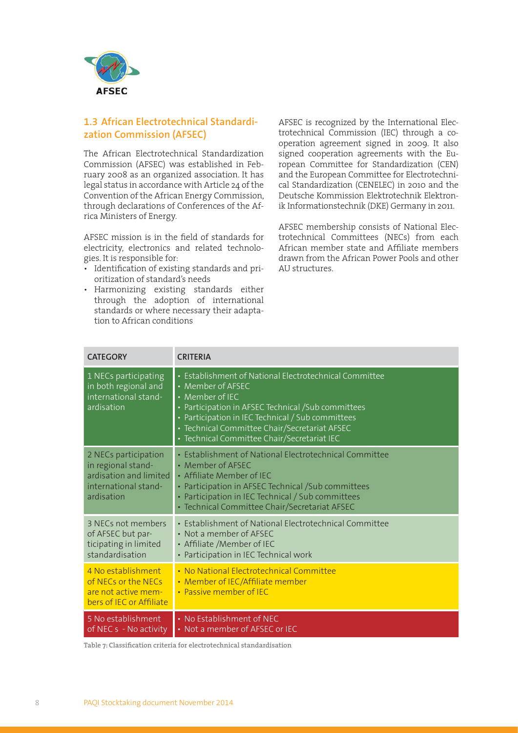## 1.3 African Electrotechnical Standardization Commission (AFSEC)

The African Electrotechnical Standardization Commission (AFSEC) was established in February 2008 as an organized association. It has legal status in accordance with Article 24 of the Convention of the African Energy Commission, through declarations of Conferences of the Africa Ministers of Energy.

AFSEC mission is in the field of standards for electricity, electronics and related technologies. It is responsible for:

- Identification of existing standards and prioritization of standard's needs
- Harmonizing existing standards either through the adoption of international standards or where necessary their adaptation to African conditions

AFSEC is recognized by the International Electrotechnical Commission (IEC) through a cooperation agreement signed in 2009. It also signed cooperation agreements with the European Committee for Standardization (CEN) and the European Committee for Electrotechnical Standardization (CENELEC) in 2010 and the Deutsche Kommission Elektrotechnik Elektronik Informationstechnik (DKE) Germany in 2011.

AFSEC membership consists of National Electrotechnical Committees (NECs) from each African member state and Affiliate members drawn from the African Power Pools and other AU structures.

| CATEGORY | CRITERIA |
|---|---|
| 1 NECs participating in both regional and international standardisation | • Establishment of National Electrotechnical Committee<br>• Member of AFSEC<br>• Member of IEC<br>• Participation in AFSEC Technical /Sub committees<br>• Participation in IEC Technical / Sub committees<br>• Technical Committee Chair/Secretariat AFSEC<br>• Technical Committee Chair/Secretariat IEC |
| 2 NECs participation in regional standardisation and limited international standardisation | • Establishment of National Electrotechnical Committee<br>• Member of AFSEC<br>• Affiliate Member of IEC<br>• Participation in AFSEC Technical /Sub committees<br>• Participation in IEC Technical / Sub committees<br>• Technical Committee Chair/Secretariat AFSEC |
| 3 NECs not members of AFSEC but participating in limited standardisation | • Establishment of National Electrotechnical Committee<br>• Not a member of AFSEC<br>• Affiliate /Member of IEC<br>• Participation in IEC Technical work |
| 4 No establishment of NECs or the NECs are not active members of IEC or Affiliate | • No National Electrotechnical Committee<br>• Member of IEC/Affiliate member<br>• Passive member of IEC |
| 5 No establishment of NEC s - No activity | • No Establishment of NEC<br>• Not a member of AFSEC or IEC |

Table 7: Classification criteria for electrotechnical standardisation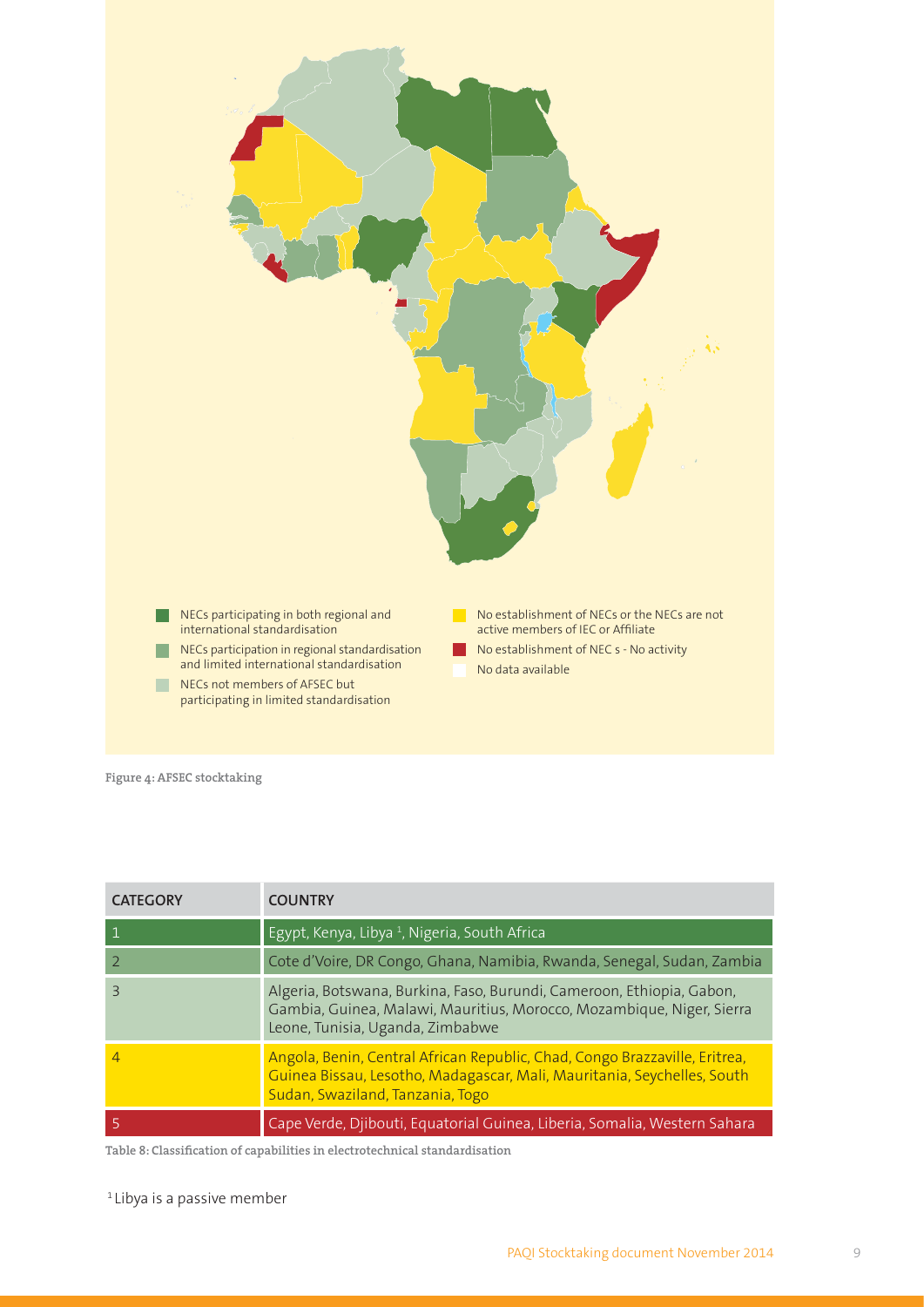- NECs participating in both regional and international standardisation
- NECs participation in regional standardisation and limited international standardisation
- NECs not members of AFSEC but participating in limited standardisation
- No establishment of NECs or the NECs are not active members of IEC or Affiliate
- No establishment of NEC s - No activity
- No data available

Figure 4: AFSEC stocktaking

| CATEGORY | COUNTRY |
|---|---|
| 1 | Egypt, Kenya, Libya [1], Nigeria, South Africa |
| 2 | Cote d'Voire, DR Congo, Ghana, Namibia, Rwanda, Senegal, Sudan, Zambia |
| 3 | Algeria, Botswana, Burkina, Faso, Burundi, Cameroon, Ethiopia, Gabon, Gambia, Guinea, Malawi, Mauritius, Morocco, Mozambique, Niger, Sierra Leone, Tunisia, Uganda, Zimbabwe |
| 4 | Angola, Benin, Central African Republic, Chad, Congo Brazzaville, Eritrea, Guinea Bissau, Lesotho, Madagascar, Mali, Mauritania, Seychelles, South Sudan, Swaziland, Tanzania, Togo |
| 5 | Cape Verde, Djibouti, Equatorial Guinea, Liberia, Somalia, Western Sahara |

Table 8: Classification of capabilities in electrotechnical standardisation

[1] Libya is a passive member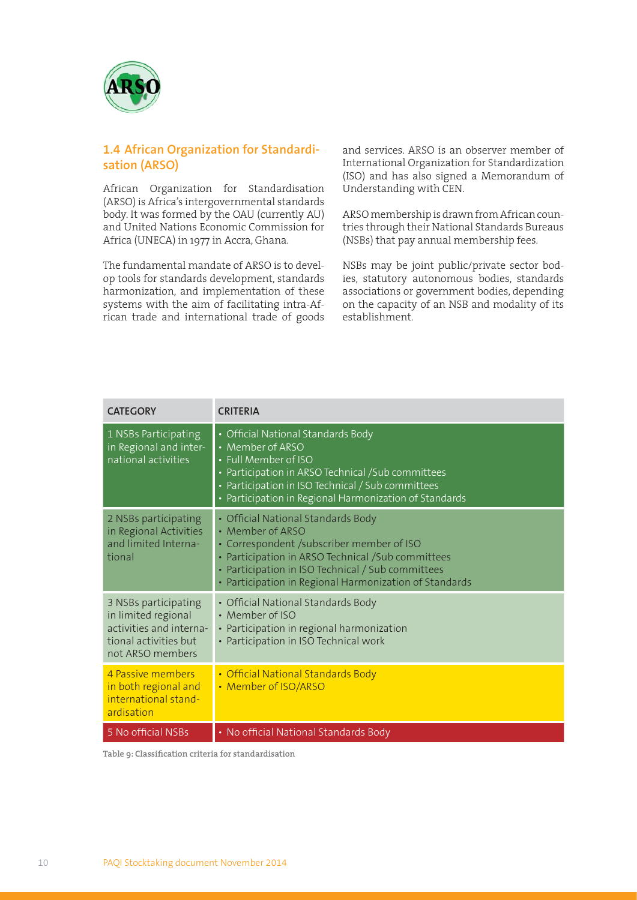## 1.4 African Organization for Standardisation (ARSO)

African Organization for Standardisation (ARSO) is Africa's intergovernmental standards body. It was formed by the OAU (currently AU) and United Nations Economic Commission for Africa (UNECA) in 1977 in Accra, Ghana.

The fundamental mandate of ARSO is to develop tools for standards development, standards harmonization, and implementation of these systems with the aim of facilitating intra-African trade and international trade of goods and services. ARSO is an observer member of International Organization for Standardization (ISO) and has also signed a Memorandum of Understanding with CEN.

ARSO membership is drawn from African countries through their National Standards Bureaus (NSBs) that pay annual membership fees.

NSBs may be joint public/private sector bodies, statutory autonomous bodies, standards associations or government bodies, depending on the capacity of an NSB and modality of its establishment.

| CATEGORY | CRITERIA |
|---|---|
| 1 NSBs Participating in Regional and international activities | • Official National Standards Body<br>• Member of ARSO<br>• Full Member of ISO<br>• Participation in ARSO Technical /Sub committees<br>• Participation in ISO Technical / Sub committees<br>• Participation in Regional Harmonization of Standards |
| 2 NSBs participating in Regional Activities and limited International | • Official National Standards Body<br>• Member of ARSO<br>• Correspondent /subscriber member of ISO<br>• Participation in ARSO Technical /Sub committees<br>• Participation in ISO Technical / Sub committees<br>• Participation in Regional Harmonization of Standards |
| 3 NSBs participating in limited regional activities and international activities but not ARSO members | • Official National Standards Body<br>• Member of ISO<br>• Participation in regional harmonization<br>• Participation in ISO Technical work |
| 4 Passive members in both regional and international standardisation | • Official National Standards Body<br>• Member of ISO/ARSO |
| 5 No official NSBs | • No official National Standards Body |

Table 9: Classification criteria for standardisation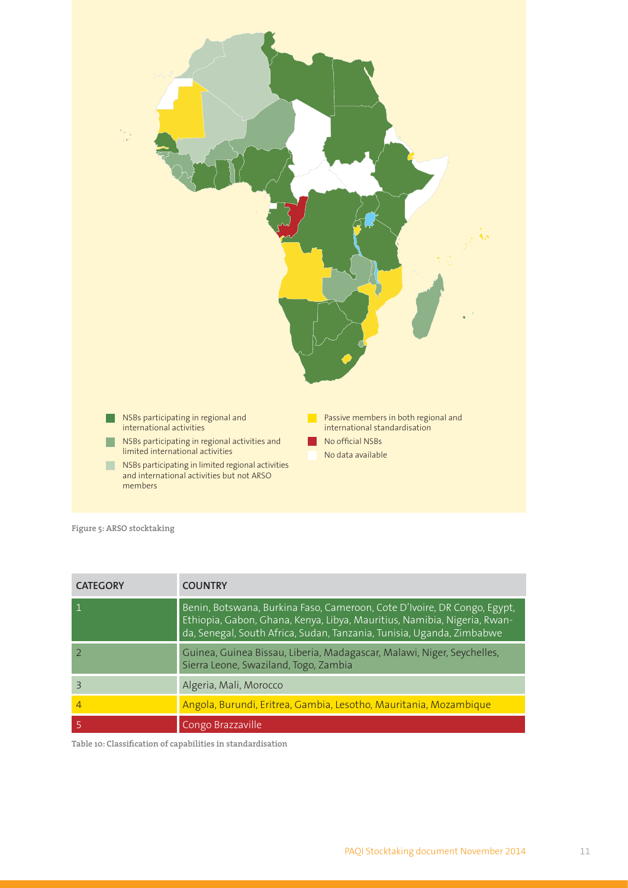NSBs participating in regional and international activities

NSBs participating in regional activities and limited international activities

NSBs participating in limited regional activities and international activities but not ARSO members

Passive members in both regional and international standardisation

No official NSBs

No data available

Figure 5: ARSO stocktaking

| CATEGORY | COUNTRY |
| --- | --- |
| 1 | Benin, Botswana, Burkina Faso, Cameroon, Cote D'Ivoire, DR Congo, Egypt, Ethiopia, Gabon, Ghana, Kenya, Libya, Mauritius, Namibia, Nigeria, Rwanda, Senegal, South Africa, Sudan, Tanzania, Tunisia, Uganda, Zimbabwe |
| 2 | Guinea, Guinea Bissau, Liberia, Madagascar, Malawi, Niger, Seychelles, Sierra Leone, Swaziland, Togo, Zambia |
| 3 | Algeria, Mali, Morocco |
| 4 | Angola, Burundi, Eritrea, Gambia, Lesotho, Mauritania, Mozambique |
| 5 | Congo Brazzaville |

Table 10: Classification of capabilities in standardisation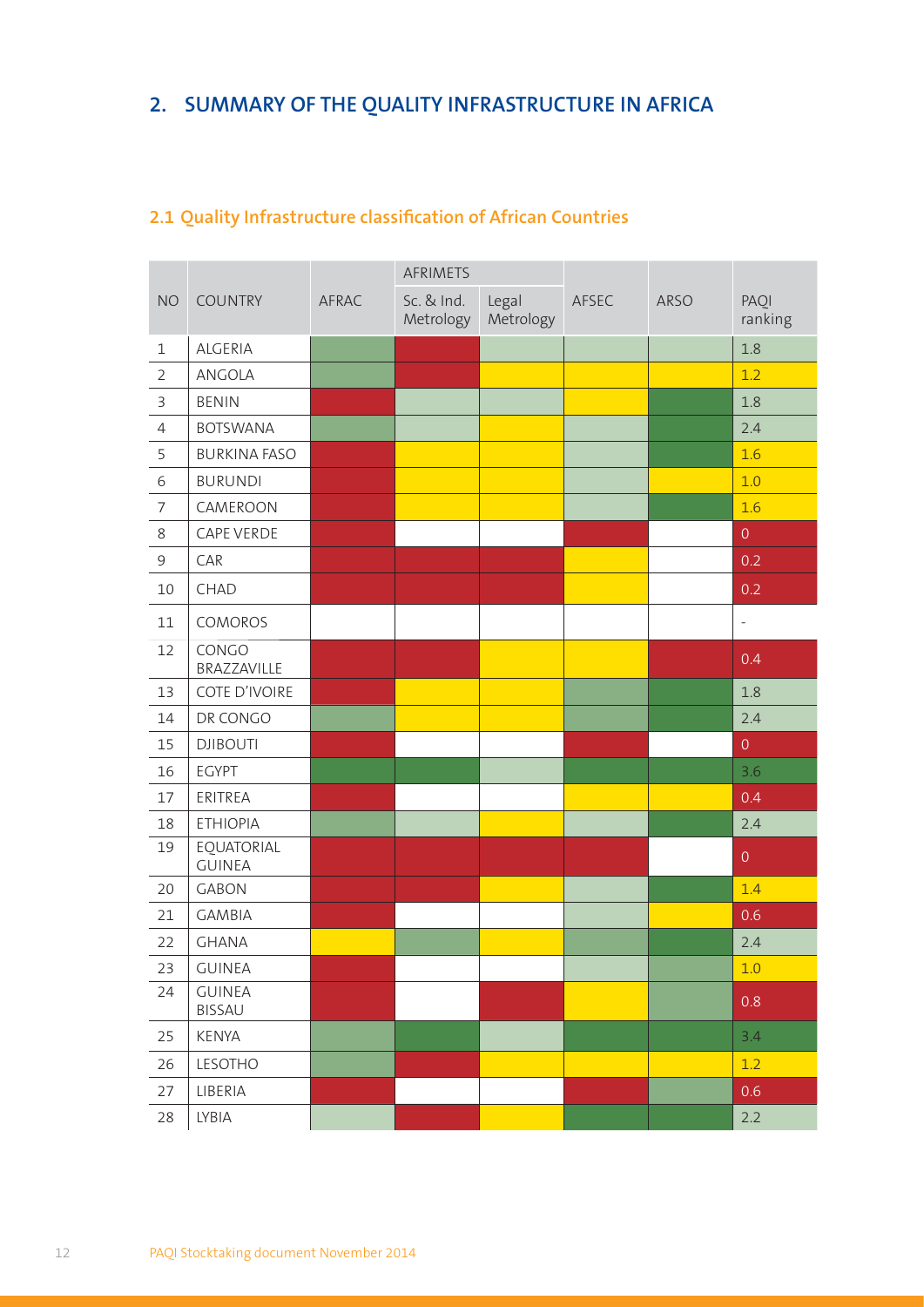## 2. SUMMARY OF THE QUALITY INFRASTRUCTURE IN AFRICA

### 2.1 Quality Infrastructure classification of African Countries

| NO | COUNTRY | AFRAC | AFRIMETS | | AFSEC | ARSO | PAQI ranking |
|---|---|---|---|---|---|---|---|
| | | | Sc. & Ind. Metrology | Legal Metrology | | | |
| 1 | ALGERIA | | | | | | 1.8 |
| 2 | ANGOLA | | | | | | 1.2 |
| 3 | BENIN | | | | | | 1.8 |
| 4 | BOTSWANA | | | | | | 2.4 |
| 5 | BURKINA FASO | | | | | | 1.6 |
| 6 | BURUNDI | | | | | | 1.0 |
| 7 | CAMEROON | | | | | | 1.6 |
| 8 | CAPE VERDE | | | | | | 0 |
| 9 | CAR | | | | | | 0.2 |
| 10 | CHAD | | | | | | 0.2 |
| 11 | COMOROS | | | | | | - |
| 12 | CONGO BRAZZAVILLE | | | | | | 0.4 |
| 13 | COTE D'IVOIRE | | | | | | 1.8 |
| 14 | DR CONGO | | | | | | 2.4 |
| 15 | DJIBOUTI | | | | | | 0 |
| 16 | EGYPT | | | | | | 3.6 |
| 17 | ERITREA | | | | | | 0.4 |
| 18 | ETHIOPIA | | | | | | 2.4 |
| 19 | EQUATORIAL GUINEA | | | | | | 0 |
| 20 | GABON | | | | | | 1.4 |
| 21 | GAMBIA | | | | | | 0.6 |
| 22 | GHANA | | | | | | 2.4 |
| 23 | GUINEA | | | | | | 1.0 |
| 24 | GUINEA BISSAU | | | | | | 0.8 |
| 25 | KENYA | | | | | | 3.4 |
| 26 | LESOTHO | | | | | | 1.2 |
| 27 | LIBERIA | | | | | | 0.6 |
| 28 | LYBIA | | | | | | 2.2 |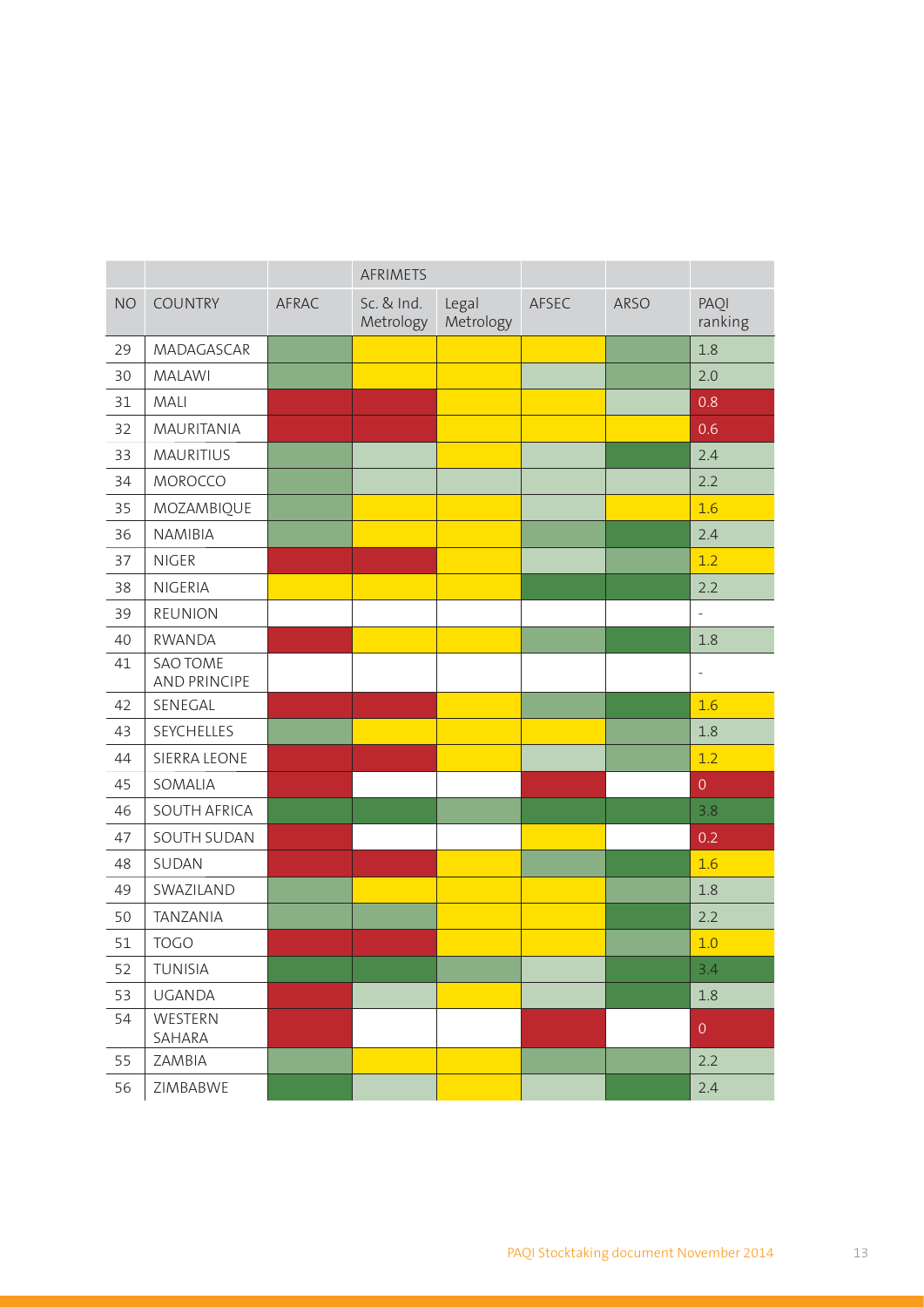| | | | AFRIMETS | | | | |
|---|---|---|---|---|---|---|---|
| NO | COUNTRY | AFRAC | Sc. & Ind. Metrology | Legal Metrology | AFSEC | ARSO | PAQI ranking |
| 29 | MADAGASCAR | | | | | | 1.8 |
| 30 | MALAWI | | | | | | 2.0 |
| 31 | MALI | | | | | | 0.8 |
| 32 | MAURITANIA | | | | | | 0.6 |
| 33 | MAURITIUS | | | | | | 2.4 |
| 34 | MOROCCO | | | | | | 2.2 |
| 35 | MOZAMBIQUE | | | | | | 1.6 |
| 36 | NAMIBIA | | | | | | 2.4 |
| 37 | NIGER | | | | | | 1.2 |
| 38 | NIGERIA | | | | | | 2.2 |
| 39 | REUNION | | | | | | - |
| 40 | RWANDA | | | | | | 1.8 |
| 41 | SAO TOME AND PRINCIPE | | | | | | - |
| 42 | SENEGAL | | | | | | 1.6 |
| 43 | SEYCHELLES | | | | | | 1.8 |
| 44 | SIERRA LEONE | | | | | | 1.2 |
| 45 | SOMALIA | | | | | | 0 |
| 46 | SOUTH AFRICA | | | | | | 3.8 |
| 47 | SOUTH SUDAN | | | | | | 0.2 |
| 48 | SUDAN | | | | | | 1.6 |
| 49 | SWAZILAND | | | | | | 1.8 |
| 50 | TANZANIA | | | | | | 2.2 |
| 51 | TOGO | | | | | | 1.0 |
| 52 | TUNISIA | | | | | | 3.4 |
| 53 | UGANDA | | | | | | 1.8 |
| 54 | WESTERN SAHARA | | | | | | 0 |
| 55 | ZAMBIA | | | | | | 2.2 |
| 56 | ZIMBABWE | | | | | | 2.4 |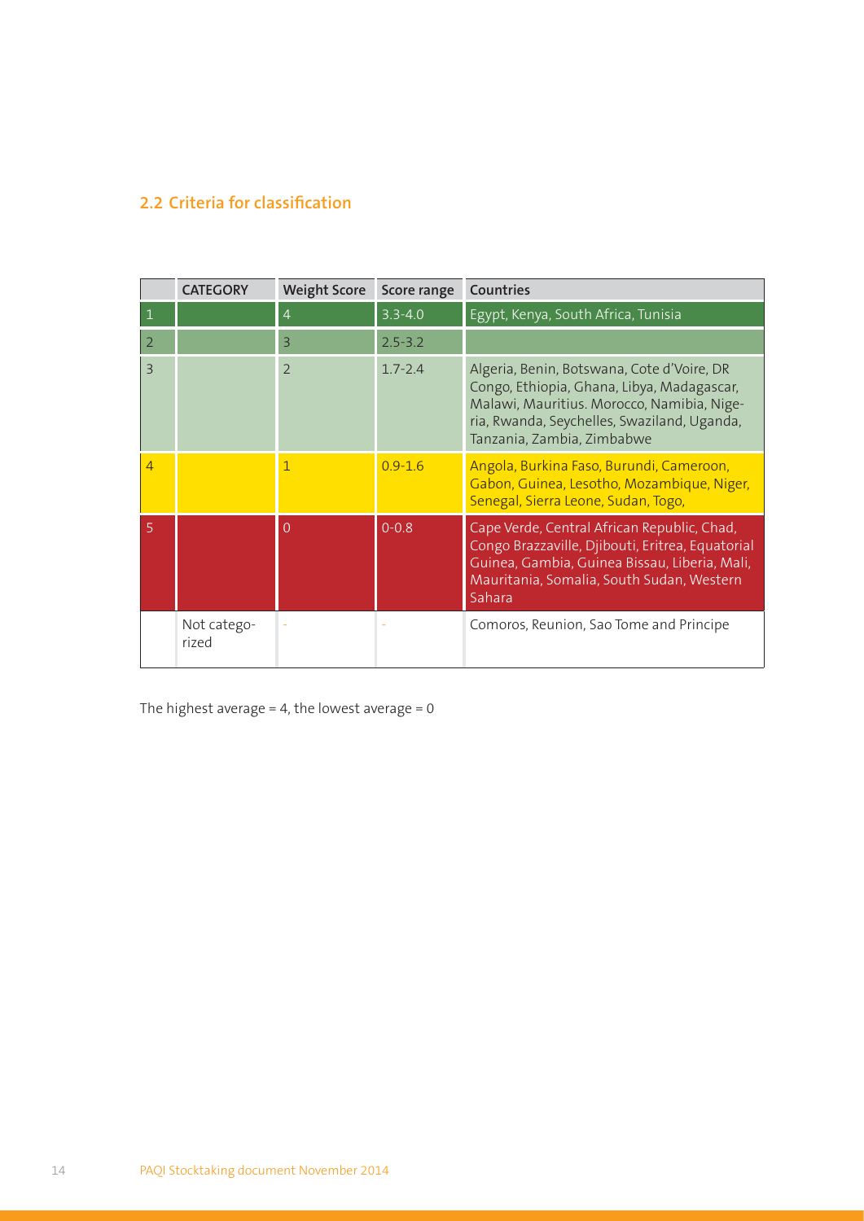## 2.2 Criteria for classification

|  | CATEGORY | Weight Score | Score range | Countries |
|---|---|---|---|---|
| 1 |  | 4 | 3.3-4.0 | Egypt, Kenya, South Africa, Tunisia |
| 2 |  | 3 | 2.5-3.2 |  |
| 3 |  | 2 | 1.7-2.4 | Algeria, Benin, Botswana, Cote d'Voire, DR Congo, Ethiopia, Ghana, Libya, Madagascar, Malawi, Mauritius. Morocco, Namibia, Nigeria, Rwanda, Seychelles, Swaziland, Uganda, Tanzania, Zambia, Zimbabwe |
| 4 |  | 1 | 0.9-1.6 | Angola, Burkina Faso, Burundi, Cameroon, Gabon, Guinea, Lesotho, Mozambique, Niger, Senegal, Sierra Leone, Sudan, Togo, |
| 5 |  | 0 | 0-0.8 | Cape Verde, Central African Republic, Chad, Congo Brazzaville, Djibouti, Eritrea, Equatorial Guinea, Gambia, Guinea Bissau, Liberia, Mali, Mauritania, Somalia, South Sudan, Western Sahara |
|  | Not categorized | - | - | Comoros, Reunion, Sao Tome and Principe |

The highest average = 4, the lowest average = 0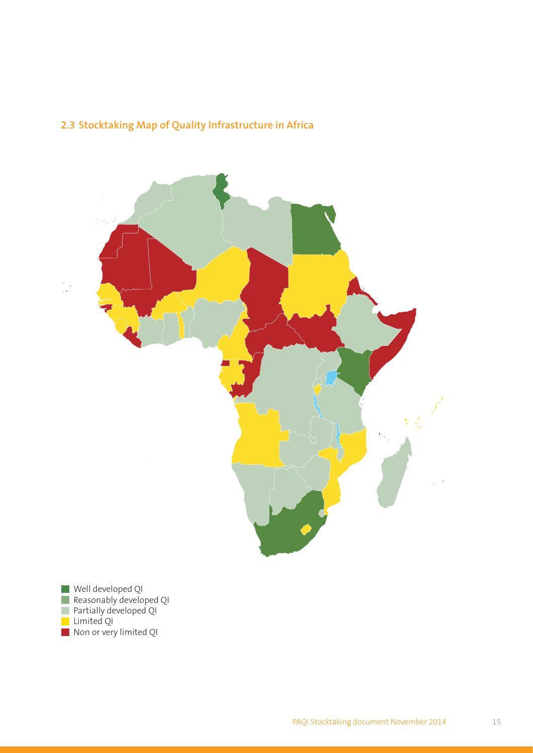## 2.3 Stocktaking Map of Quality Infrastructure in Africa

- Well developed QI
- Reasonably developed QI
- Partially developed QI
- Limited QI
- Non or very limited QI